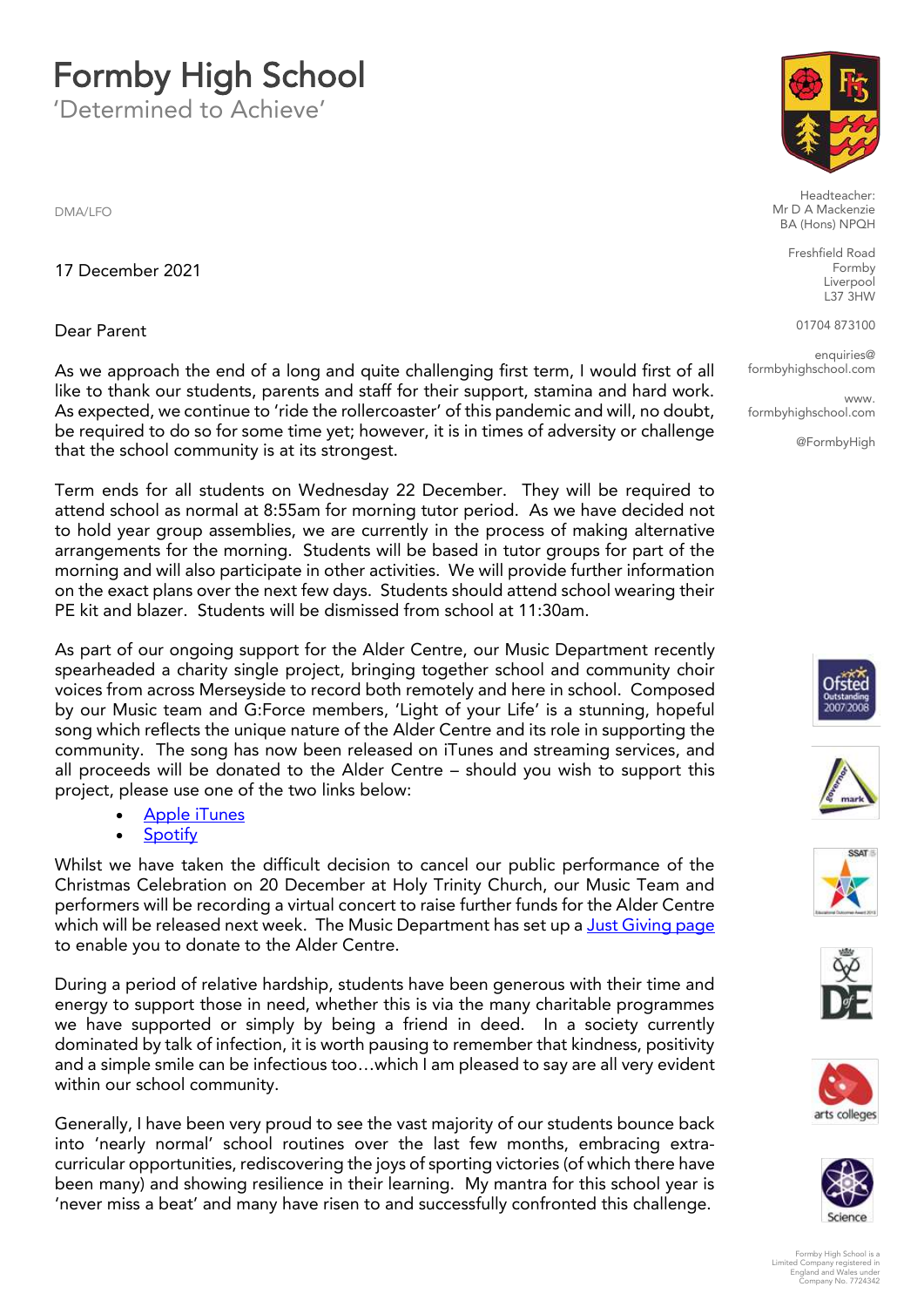# Formby High School

'Determined to Achieve'

Headteacher:
Mr D A Mackenzie
BA (Hons) NPQH

Freshfield Road
Formby
Liverpool
L37 3HW

01704 873100

enquiries@formbyhighschool.com

www.formbyhighschool.com

@FormbyHigh

DMA/LFO

17 December 2021

Dear Parent

As we approach the end of a long and quite challenging first term, I would first of all like to thank our students, parents and staff for their support, stamina and hard work. As expected, we continue to 'ride the rollercoaster' of this pandemic and will, no doubt, be required to do so for some time yet; however, it is in times of adversity or challenge that the school community is at its strongest.

Term ends for all students on Wednesday 22 December. They will be required to attend school as normal at 8:55am for morning tutor period. As we have decided not to hold year group assemblies, we are currently in the process of making alternative arrangements for the morning. Students will be based in tutor groups for part of the morning and will also participate in other activities. We will provide further information on the exact plans over the next few days. Students should attend school wearing their PE kit and blazer. Students will be dismissed from school at 11:30am.

As part of our ongoing support for the Alder Centre, our Music Department recently spearheaded a charity single project, bringing together school and community choir voices from across Merseyside to record both remotely and here in school. Composed by our Music team and G:Force members, 'Light of your Life' is a stunning, hopeful song which reflects the unique nature of the Alder Centre and its role in supporting the community. The song has now been released on iTunes and streaming services, and all proceeds will be donated to the Alder Centre – should you wish to support this project, please use one of the two links below:

- Apple iTunes
- Spotify

Whilst we have taken the difficult decision to cancel our public performance of the Christmas Celebration on 20 December at Holy Trinity Church, our Music Team and performers will be recording a virtual concert to raise further funds for the Alder Centre which will be released next week. The Music Department has set up a Just Giving page to enable you to donate to the Alder Centre.

During a period of relative hardship, students have been generous with their time and energy to support those in need, whether this is via the many charitable programmes we have supported or simply by being a friend in deed. In a society currently dominated by talk of infection, it is worth pausing to remember that kindness, positivity and a simple smile can be infectious too…which I am pleased to say are all very evident within our school community.

Generally, I have been very proud to see the vast majority of our students bounce back into 'nearly normal' school routines over the last few months, embracing extra-curricular opportunities, rediscovering the joys of sporting victories (of which there have been many) and showing resilience in their learning. My mantra for this school year is 'never miss a beat' and many have risen to and successfully confronted this challenge.

Formby High School is a Limited Company registered in England and Wales under Company No. 7724342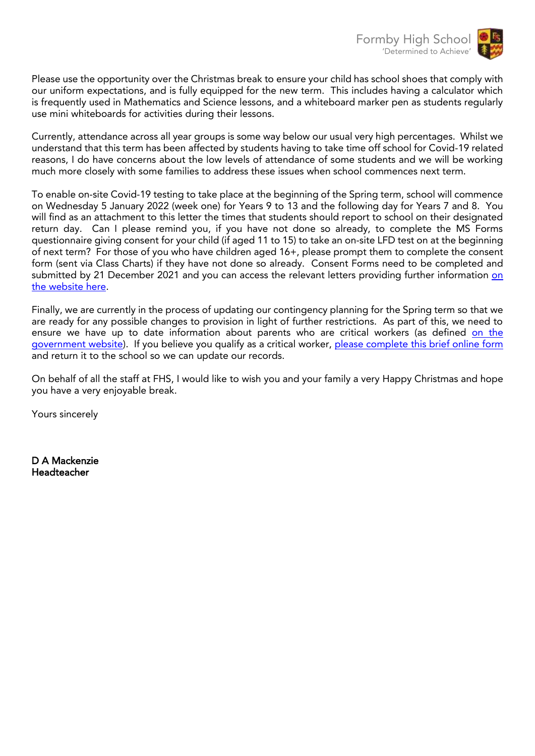Please use the opportunity over the Christmas break to ensure your child has school shoes that comply with our uniform expectations, and is fully equipped for the new term. This includes having a calculator which is frequently used in Mathematics and Science lessons, and a whiteboard marker pen as students regularly use mini whiteboards for activities during their lessons.

Currently, attendance across all year groups is some way below our usual very high percentages. Whilst we understand that this term has been affected by students having to take time off school for Covid-19 related reasons, I do have concerns about the low levels of attendance of some students and we will be working much more closely with some families to address these issues when school commences next term.

To enable on-site Covid-19 testing to take place at the beginning of the Spring term, school will commence on Wednesday 5 January 2022 (week one) for Years 9 to 13 and the following day for Years 7 and 8. You will find as an attachment to this letter the times that students should report to school on their designated return day. Can I please remind you, if you have not done so already, to complete the MS Forms questionnaire giving consent for your child (if aged 11 to 15) to take an on-site LFD test on at the beginning of next term? For those of you who have children aged 16+, please prompt them to complete the consent form (sent via Class Charts) if they have not done so already. Consent Forms need to be completed and submitted by 21 December 2021 and you can access the relevant letters providing further information on the website here.

Finally, we are currently in the process of updating our contingency planning for the Spring term so that we are ready for any possible changes to provision in light of further restrictions. As part of this, we need to ensure we have up to date information about parents who are critical workers (as defined on the government website). If you believe you qualify as a critical worker, please complete this brief online form and return it to the school so we can update our records.

On behalf of all the staff at FHS, I would like to wish you and your family a very Happy Christmas and hope you have a very enjoyable break.

Yours sincerely

**D A Mackenzie**
**Headteacher**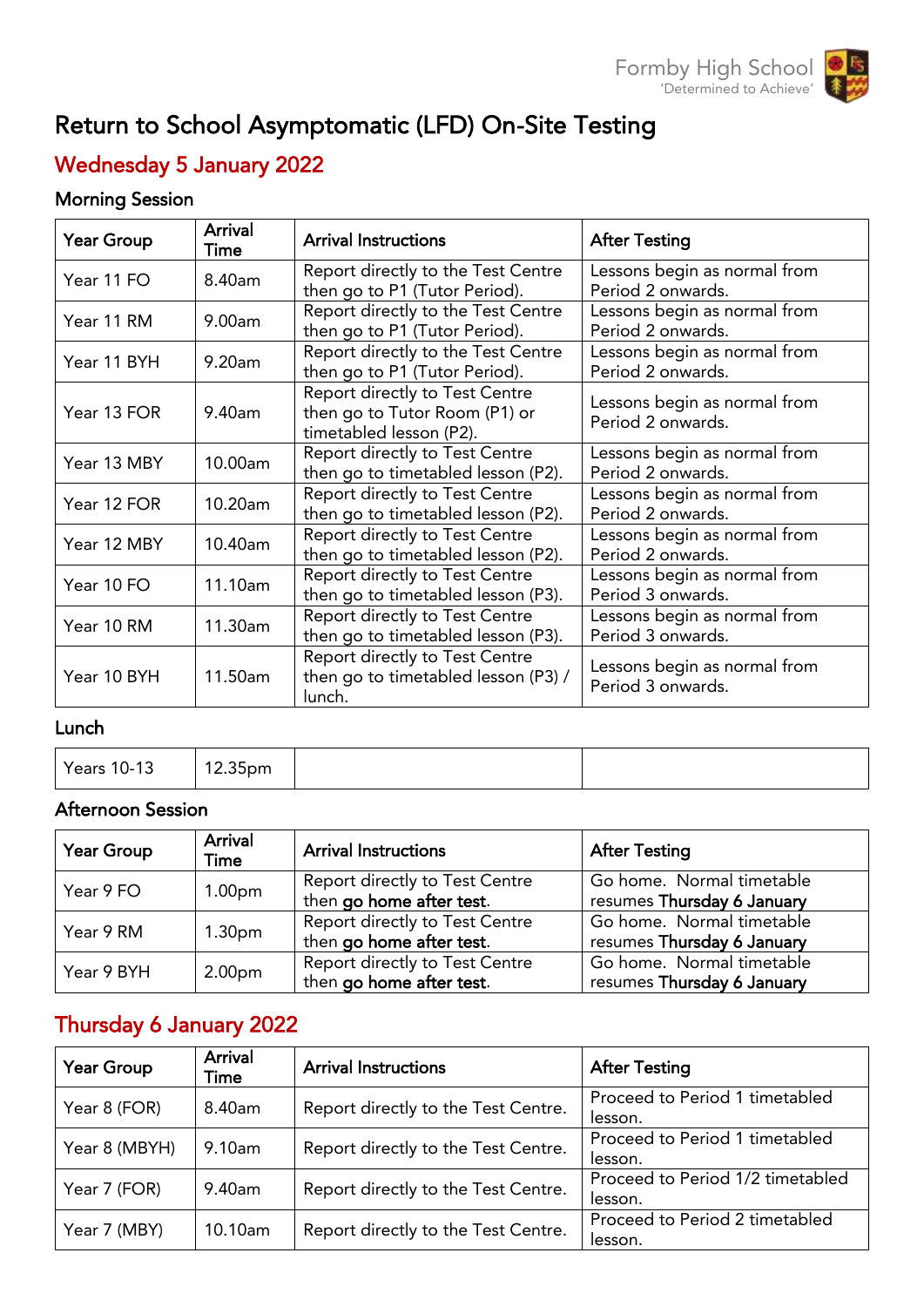Formby High School
'Determined to Achieve'

# Return to School Asymptomatic (LFD) On-Site Testing

## Wednesday 5 January 2022

### Morning Session

| Year Group | Arrival Time | Arrival Instructions | After Testing |
|---|---|---|---|
| Year 11 FO | 8.40am | Report directly to the Test Centre then go to P1 (Tutor Period). | Lessons begin as normal from Period 2 onwards. |
| Year 11 RM | 9.00am | Report directly to the Test Centre then go to P1 (Tutor Period). | Lessons begin as normal from Period 2 onwards. |
| Year 11 BYH | 9.20am | Report directly to the Test Centre then go to P1 (Tutor Period). | Lessons begin as normal from Period 2 onwards. |
| Year 13 FOR | 9.40am | Report directly to Test Centre then go to Tutor Room (P1) or timetabled lesson (P2). | Lessons begin as normal from Period 2 onwards. |
| Year 13 MBY | 10.00am | Report directly to Test Centre then go to timetabled lesson (P2). | Lessons begin as normal from Period 2 onwards. |
| Year 12 FOR | 10.20am | Report directly to Test Centre then go to timetabled lesson (P2). | Lessons begin as normal from Period 2 onwards. |
| Year 12 MBY | 10.40am | Report directly to Test Centre then go to timetabled lesson (P2). | Lessons begin as normal from Period 2 onwards. |
| Year 10 FO | 11.10am | Report directly to Test Centre then go to timetabled lesson (P3). | Lessons begin as normal from Period 3 onwards. |
| Year 10 RM | 11.30am | Report directly to Test Centre then go to timetabled lesson (P3). | Lessons begin as normal from Period 3 onwards. |
| Year 10 BYH | 11.50am | Report directly to Test Centre then go to timetabled lesson (P3) / lunch. | Lessons begin as normal from Period 3 onwards. |

### Lunch

| | | | |
|---|---|---|---|
| Years 10-13 | 12.35pm | | |

### Afternoon Session

| Year Group | Arrival Time | Arrival Instructions | After Testing |
|---|---|---|---|
| Year 9 FO | 1.00pm | Report directly to Test Centre then **go home after test**. | Go home. Normal timetable resumes **Thursday 6 January** |
| Year 9 RM | 1.30pm | Report directly to Test Centre then **go home after test**. | Go home. Normal timetable resumes **Thursday 6 January** |
| Year 9 BYH | 2.00pm | Report directly to Test Centre then **go home after test**. | Go home. Normal timetable resumes **Thursday 6 January** |

## Thursday 6 January 2022

| Year Group | Arrival Time | Arrival Instructions | After Testing |
|---|---|---|---|
| Year 8 (FOR) | 8.40am | Report directly to the Test Centre. | Proceed to Period 1 timetabled lesson. |
| Year 8 (MBYH) | 9.10am | Report directly to the Test Centre. | Proceed to Period 1 timetabled lesson. |
| Year 7 (FOR) | 9.40am | Report directly to the Test Centre. | Proceed to Period 1/2 timetabled lesson. |
| Year 7 (MBY) | 10.10am | Report directly to the Test Centre. | Proceed to Period 2 timetabled lesson. |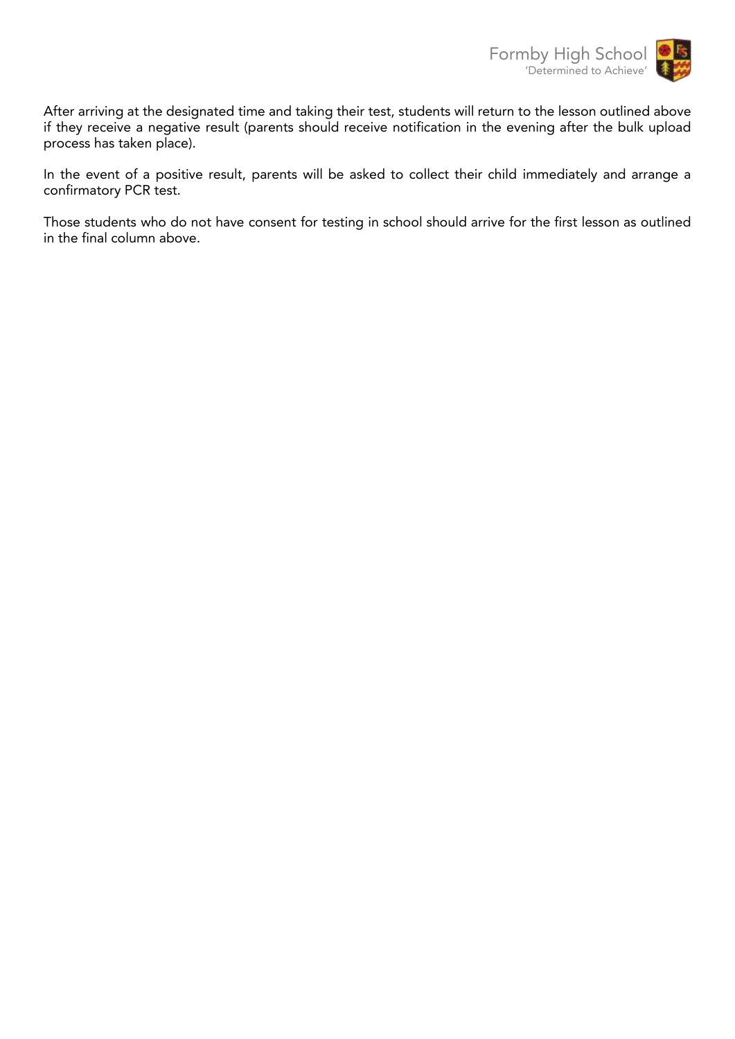After arriving at the designated time and taking their test, students will return to the lesson outlined above if they receive a negative result (parents should receive notification in the evening after the bulk upload process has taken place).

In the event of a positive result, parents will be asked to collect their child immediately and arrange a confirmatory PCR test.

Those students who do not have consent for testing in school should arrive for the first lesson as outlined in the final column above.